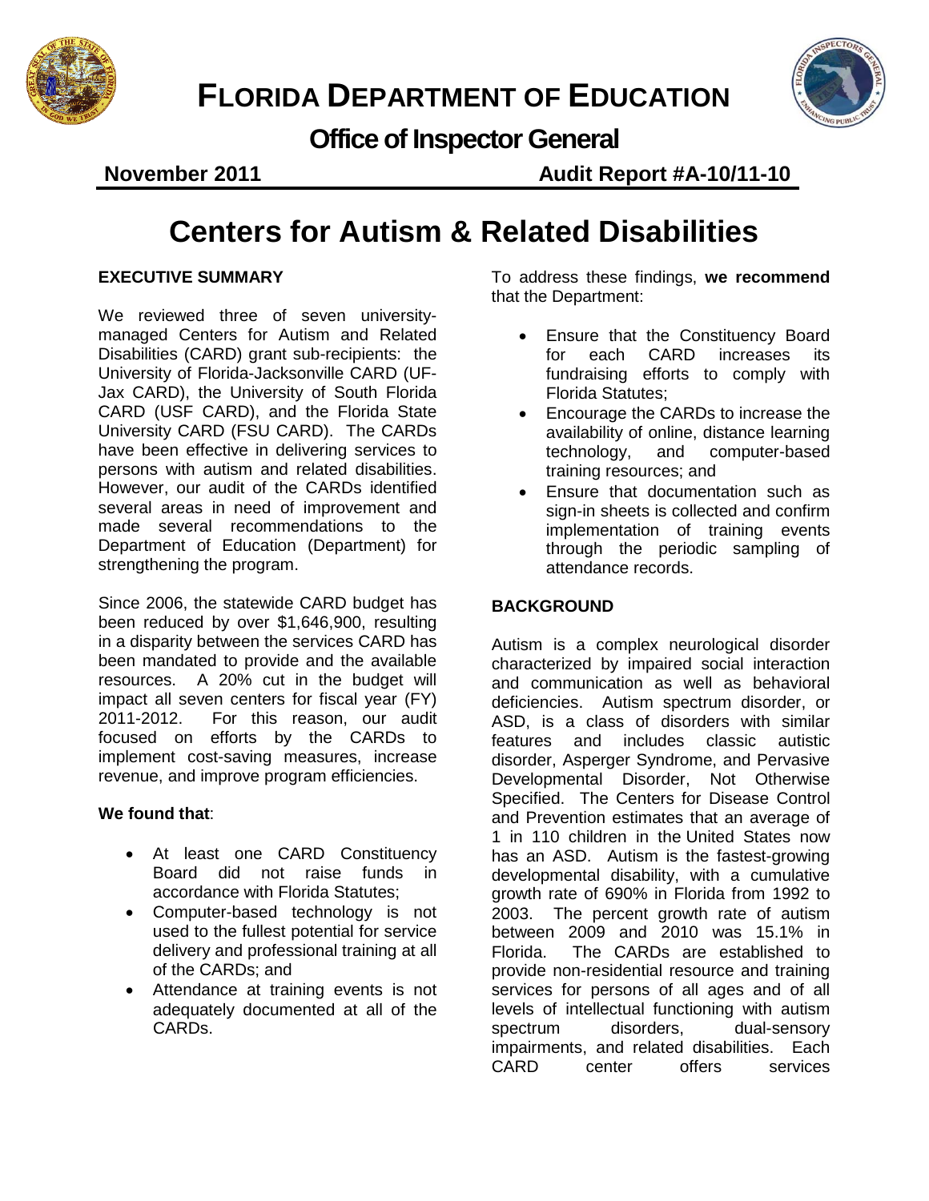# FLORIDA DEPARTMENT OF EDUCATION

## Office of Inspector General

**November 2011** **Audit Report #A-10/11-10**

# Centers for Autism & Related Disabilities

### EXECUTIVE SUMMARY

We reviewed three of seven university-managed Centers for Autism and Related Disabilities (CARD) grant sub-recipients: the University of Florida-Jacksonville CARD (UF-Jax CARD), the University of South Florida CARD (USF CARD), and the Florida State University CARD (FSU CARD). The CARDs have been effective in delivering services to persons with autism and related disabilities. However, our audit of the CARDs identified several areas in need of improvement and made several recommendations to the Department of Education (Department) for strengthening the program.

Since 2006, the statewide CARD budget has been reduced by over $1,646,900, resulting in a disparity between the services CARD has been mandated to provide and the available resources. A 20% cut in the budget will impact all seven centers for fiscal year (FY) 2011-2012. For this reason, our audit focused on efforts by the CARDs to implement cost-saving measures, increase revenue, and improve program efficiencies.

**We found that**:

- At least one CARD Constituency Board did not raise funds in accordance with Florida Statutes;
- Computer-based technology is not used to the fullest potential for service delivery and professional training at all of the CARDs; and
- Attendance at training events is not adequately documented at all of the CARDs.

To address these findings, **we recommend** that the Department:

- Ensure that the Constituency Board for each CARD increases its fundraising efforts to comply with Florida Statutes;
- Encourage the CARDs to increase the availability of online, distance learning technology, and computer-based training resources; and
- Ensure that documentation such as sign-in sheets is collected and confirm implementation of training events through the periodic sampling of attendance records.

### BACKGROUND

Autism is a complex neurological disorder characterized by impaired social interaction and communication as well as behavioral deficiencies. Autism spectrum disorder, or ASD, is a class of disorders with similar features and includes classic autistic disorder, Asperger Syndrome, and Pervasive Developmental Disorder, Not Otherwise Specified. The Centers for Disease Control and Prevention estimates that an average of 1 in 110 children in the United States now has an ASD. Autism is the fastest-growing developmental disability, with a cumulative growth rate of 690% in Florida from 1992 to 2003. The percent growth rate of autism between 2009 and 2010 was 15.1% in Florida. The CARDs are established to provide non-residential resource and training services for persons of all ages and of all levels of intellectual functioning with autism spectrum disorders, dual-sensory impairments, and related disabilities. Each CARD center offers services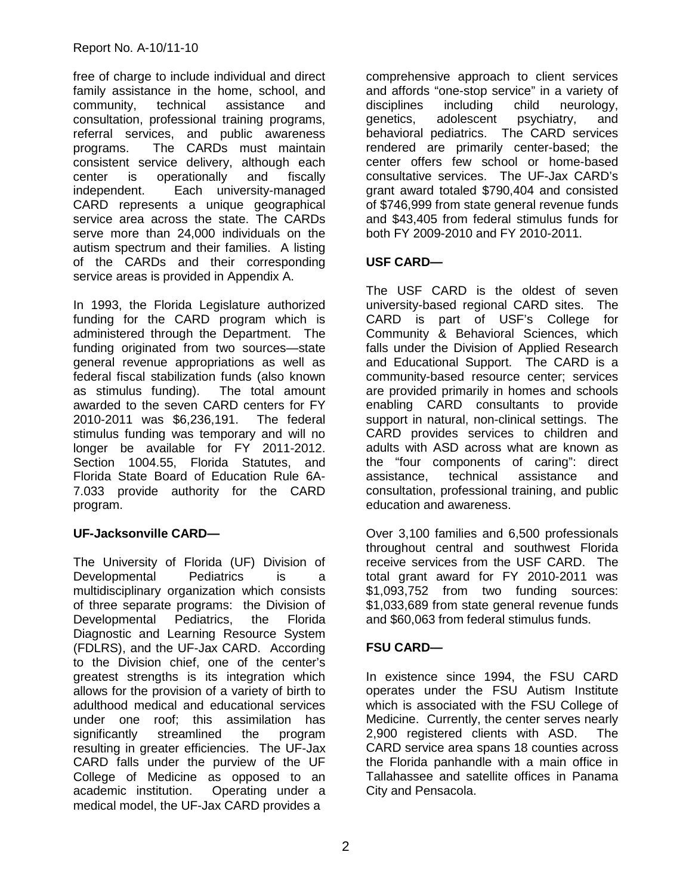free of charge to include individual and direct family assistance in the home, school, and community, technical assistance and consultation, professional training programs, referral services, and public awareness programs. The CARDs must maintain consistent service delivery, although each center is operationally and fiscally independent. Each university-managed CARD represents a unique geographical service area across the state. The CARDs serve more than 24,000 individuals on the autism spectrum and their families. A listing of the CARDs and their corresponding service areas is provided in Appendix A.

In 1993, the Florida Legislature authorized funding for the CARD program which is administered through the Department. The funding originated from two sources—state general revenue appropriations as well as federal fiscal stabilization funds (also known as stimulus funding). The total amount awarded to the seven CARD centers for FY 2010-2011 was $6,236,191. The federal stimulus funding was temporary and will no longer be available for FY 2011-2012. Section 1004.55, Florida Statutes, and Florida State Board of Education Rule 6A-7.033 provide authority for the CARD program.

**UF-Jacksonville CARD—**

The University of Florida (UF) Division of Developmental Pediatrics is a multidisciplinary organization which consists of three separate programs: the Division of Developmental Pediatrics, the Florida Diagnostic and Learning Resource System (FDLRS), and the UF-Jax CARD. According to the Division chief, one of the center's greatest strengths is its integration which allows for the provision of a variety of birth to adulthood medical and educational services under one roof; this assimilation has significantly streamlined the program resulting in greater efficiencies. The UF-Jax CARD falls under the purview of the UF College of Medicine as opposed to an academic institution. Operating under a medical model, the UF-Jax CARD provides a comprehensive approach to client services and affords "one-stop service" in a variety of disciplines including child neurology, genetics, adolescent psychiatry, and behavioral pediatrics. The CARD services rendered are primarily center-based; the center offers few school or home-based consultative services. The UF-Jax CARD's grant award totaled $790,404 and consisted of $746,999 from state general revenue funds and $43,405 from federal stimulus funds for both FY 2009-2010 and FY 2010-2011.

**USF CARD—**

The USF CARD is the oldest of seven university-based regional CARD sites. The CARD is part of USF's College for Community & Behavioral Sciences, which falls under the Division of Applied Research and Educational Support. The CARD is a community-based resource center; services are provided primarily in homes and schools enabling CARD consultants to provide support in natural, non-clinical settings. The CARD provides services to children and adults with ASD across what are known as the "four components of caring": direct assistance, technical assistance and consultation, professional training, and public education and awareness.

Over 3,100 families and 6,500 professionals throughout central and southwest Florida receive services from the USF CARD. The total grant award for FY 2010-2011 was $1,093,752 from two funding sources: $1,033,689 from state general revenue funds and $60,063 from federal stimulus funds.

**FSU CARD—**

In existence since 1994, the FSU CARD operates under the FSU Autism Institute which is associated with the FSU College of Medicine. Currently, the center serves nearly 2,900 registered clients with ASD. The CARD service area spans 18 counties across the Florida panhandle with a main office in Tallahassee and satellite offices in Panama City and Pensacola.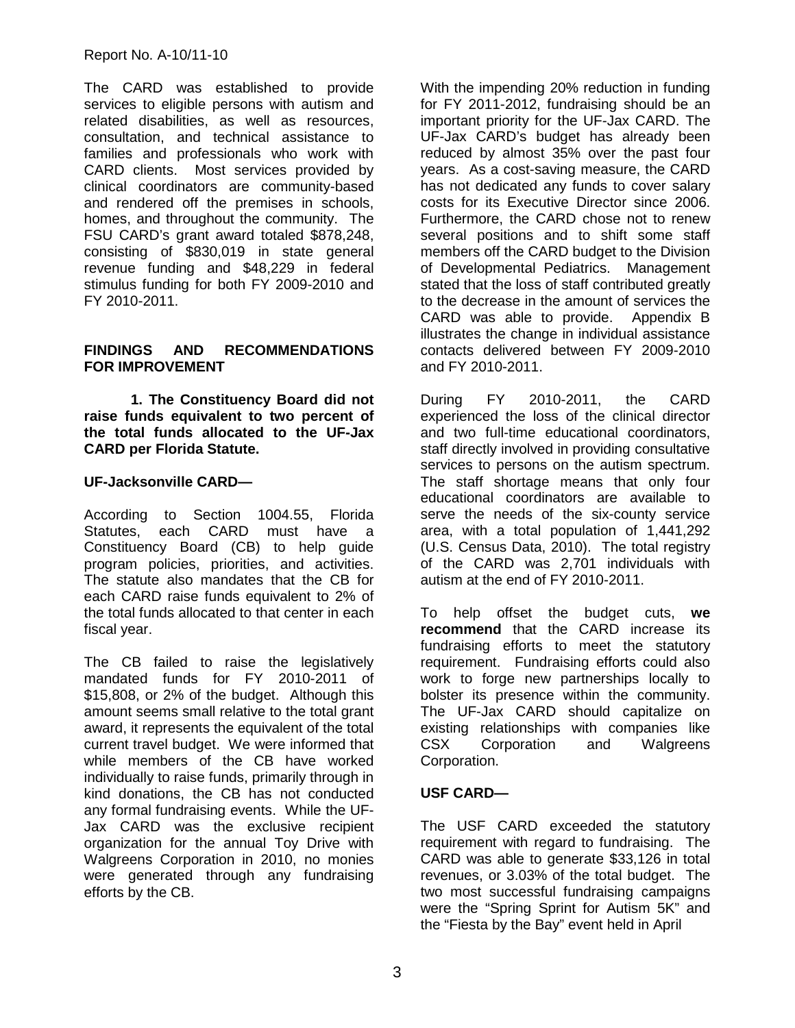The CARD was established to provide services to eligible persons with autism and related disabilities, as well as resources, consultation, and technical assistance to families and professionals who work with CARD clients. Most services provided by clinical coordinators are community-based and rendered off the premises in schools, homes, and throughout the community. The FSU CARD's grant award totaled $878,248, consisting of $830,019 in state general revenue funding and $48,229 in federal stimulus funding for both FY 2009-2010 and FY 2010-2011.

## FINDINGS AND RECOMMENDATIONS FOR IMPROVEMENT

**1. The Constituency Board did not raise funds equivalent to two percent of the total funds allocated to the UF-Jax CARD per Florida Statute.**

### UF-Jacksonville CARD—

According to Section 1004.55, Florida Statutes, each CARD must have a Constituency Board (CB) to help guide program policies, priorities, and activities. The statute also mandates that the CB for each CARD raise funds equivalent to 2% of the total funds allocated to that center in each fiscal year.

The CB failed to raise the legislatively mandated funds for FY 2010-2011 of $15,808, or 2% of the budget. Although this amount seems small relative to the total grant award, it represents the equivalent of the total current travel budget. We were informed that while members of the CB have worked individually to raise funds, primarily through in kind donations, the CB has not conducted any formal fundraising events. While the UF-Jax CARD was the exclusive recipient organization for the annual Toy Drive with Walgreens Corporation in 2010, no monies were generated through any fundraising efforts by the CB.

With the impending 20% reduction in funding for FY 2011-2012, fundraising should be an important priority for the UF-Jax CARD. The UF-Jax CARD's budget has already been reduced by almost 35% over the past four years. As a cost-saving measure, the CARD has not dedicated any funds to cover salary costs for its Executive Director since 2006. Furthermore, the CARD chose not to renew several positions and to shift some staff members off the CARD budget to the Division of Developmental Pediatrics. Management stated that the loss of staff contributed greatly to the decrease in the amount of services the CARD was able to provide. Appendix B illustrates the change in individual assistance contacts delivered between FY 2009-2010 and FY 2010-2011.

During FY 2010-2011, the CARD experienced the loss of the clinical director and two full-time educational coordinators, staff directly involved in providing consultative services to persons on the autism spectrum. The staff shortage means that only four educational coordinators are available to serve the needs of the six-county service area, with a total population of 1,441,292 (U.S. Census Data, 2010). The total registry of the CARD was 2,701 individuals with autism at the end of FY 2010-2011.

To help offset the budget cuts, **we recommend** that the CARD increase its fundraising efforts to meet the statutory requirement. Fundraising efforts could also work to forge new partnerships locally to bolster its presence within the community. The UF-Jax CARD should capitalize on existing relationships with companies like CSX Corporation and Walgreens Corporation.

### USF CARD—

The USF CARD exceeded the statutory requirement with regard to fundraising. The CARD was able to generate $33,126 in total revenues, or 3.03% of the total budget. The two most successful fundraising campaigns were the "Spring Sprint for Autism 5K" and the "Fiesta by the Bay" event held in April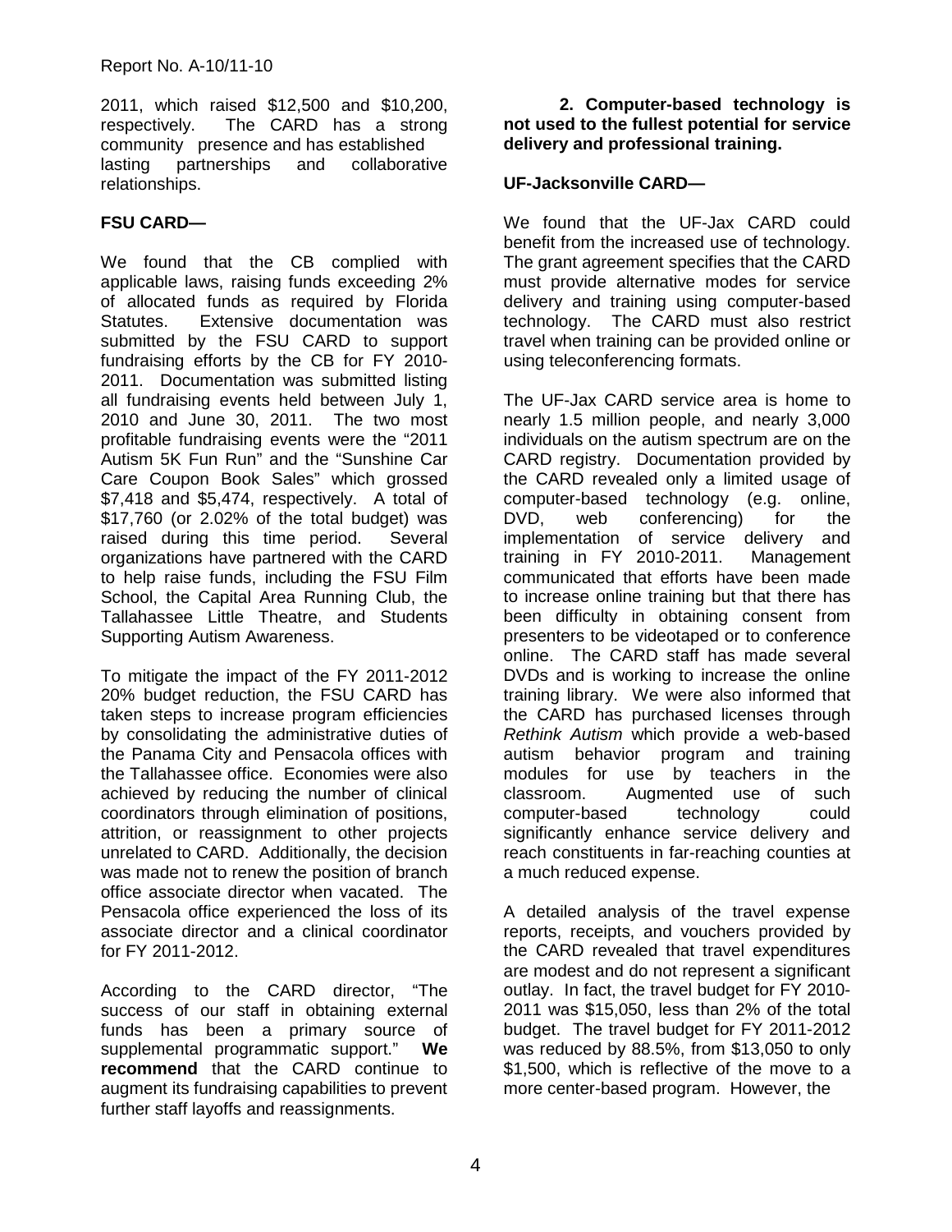2011, which raised $12,500 and $10,200, respectively. The CARD has a strong community presence and has established lasting partnerships and collaborative relationships.

**FSU CARD—**

We found that the CB complied with applicable laws, raising funds exceeding 2% of allocated funds as required by Florida Statutes. Extensive documentation was submitted by the FSU CARD to support fundraising efforts by the CB for FY 2010-2011. Documentation was submitted listing all fundraising events held between July 1, 2010 and June 30, 2011. The two most profitable fundraising events were the "2011 Autism 5K Fun Run" and the "Sunshine Car Care Coupon Book Sales" which grossed $7,418 and $5,474, respectively. A total of $17,760 (or 2.02% of the total budget) was raised during this time period. Several organizations have partnered with the CARD to help raise funds, including the FSU Film School, the Capital Area Running Club, the Tallahassee Little Theatre, and Students Supporting Autism Awareness.

To mitigate the impact of the FY 2011-2012 20% budget reduction, the FSU CARD has taken steps to increase program efficiencies by consolidating the administrative duties of the Panama City and Pensacola offices with the Tallahassee office. Economies were also achieved by reducing the number of clinical coordinators through elimination of positions, attrition, or reassignment to other projects unrelated to CARD. Additionally, the decision was made not to renew the position of branch office associate director when vacated. The Pensacola office experienced the loss of its associate director and a clinical coordinator for FY 2011-2012.

According to the CARD director, "The success of our staff in obtaining external funds has been a primary source of supplemental programmatic support." **We recommend** that the CARD continue to augment its fundraising capabilities to prevent further staff layoffs and reassignments.

**2. Computer-based technology is not used to the fullest potential for service delivery and professional training.**

**UF-Jacksonville CARD—**

We found that the UF-Jax CARD could benefit from the increased use of technology. The grant agreement specifies that the CARD must provide alternative modes for service delivery and training using computer-based technology. The CARD must also restrict travel when training can be provided online or using teleconferencing formats.

The UF-Jax CARD service area is home to nearly 1.5 million people, and nearly 3,000 individuals on the autism spectrum are on the CARD registry. Documentation provided by the CARD revealed only a limited usage of computer-based technology (e.g. online, DVD, web conferencing) for the implementation of service delivery and training in FY 2010-2011. Management communicated that efforts have been made to increase online training but that there has been difficulty in obtaining consent from presenters to be videotaped or to conference online. The CARD staff has made several DVDs and is working to increase the online training library. We were also informed that the CARD has purchased licenses through *Rethink Autism* which provide a web-based autism behavior program and training modules for use by teachers in the classroom. Augmented use of such computer-based technology could significantly enhance service delivery and reach constituents in far-reaching counties at a much reduced expense.

A detailed analysis of the travel expense reports, receipts, and vouchers provided by the CARD revealed that travel expenditures are modest and do not represent a significant outlay. In fact, the travel budget for FY 2010-2011 was $15,050, less than 2% of the total budget. The travel budget for FY 2011-2012 was reduced by 88.5%, from $13,050 to only $1,500, which is reflective of the move to a more center-based program. However, the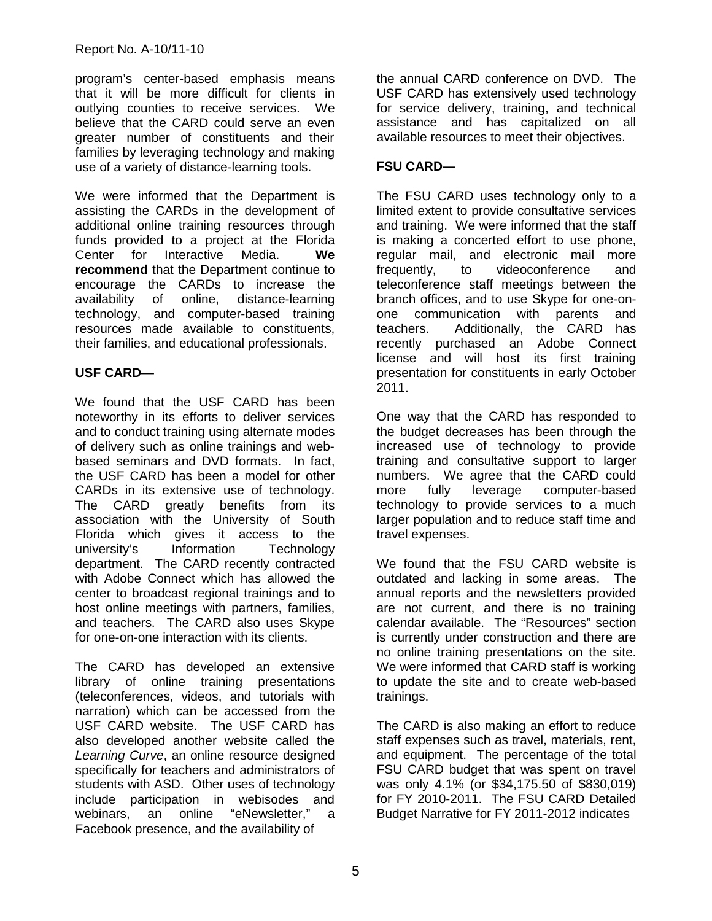program's center-based emphasis means that it will be more difficult for clients in outlying counties to receive services. We believe that the CARD could serve an even greater number of constituents and their families by leveraging technology and making use of a variety of distance-learning tools.

We were informed that the Department is assisting the CARDs in the development of additional online training resources through funds provided to a project at the Florida Center for Interactive Media. **We recommend** that the Department continue to encourage the CARDs to increase the availability of online, distance-learning technology, and computer-based training resources made available to constituents, their families, and educational professionals.

**USF CARD—**

We found that the USF CARD has been noteworthy in its efforts to deliver services and to conduct training using alternate modes of delivery such as online trainings and web-based seminars and DVD formats. In fact, the USF CARD has been a model for other CARDs in its extensive use of technology. The CARD greatly benefits from its association with the University of South Florida which gives it access to the university's Information Technology department. The CARD recently contracted with Adobe Connect which has allowed the center to broadcast regional trainings and to host online meetings with partners, families, and teachers. The CARD also uses Skype for one-on-one interaction with its clients.

The CARD has developed an extensive library of online training presentations (teleconferences, videos, and tutorials with narration) which can be accessed from the USF CARD website. The USF CARD has also developed another website called the *Learning Curve*, an online resource designed specifically for teachers and administrators of students with ASD. Other uses of technology include participation in webisodes and webinars, an online "eNewsletter," a Facebook presence, and the availability of the annual CARD conference on DVD. The USF CARD has extensively used technology for service delivery, training, and technical assistance and has capitalized on all available resources to meet their objectives.

**FSU CARD—**

The FSU CARD uses technology only to a limited extent to provide consultative services and training. We were informed that the staff is making a concerted effort to use phone, regular mail, and electronic mail more frequently, to videoconference and teleconference staff meetings between the branch offices, and to use Skype for one-on-one communication with parents and teachers. Additionally, the CARD has recently purchased an Adobe Connect license and will host its first training presentation for constituents in early October 2011.

One way that the CARD has responded to the budget decreases has been through the increased use of technology to provide training and consultative support to larger numbers. We agree that the CARD could more fully leverage computer-based technology to provide services to a much larger population and to reduce staff time and travel expenses.

We found that the FSU CARD website is outdated and lacking in some areas. The annual reports and the newsletters provided are not current, and there is no training calendar available. The "Resources" section is currently under construction and there are no online training presentations on the site. We were informed that CARD staff is working to update the site and to create web-based trainings.

The CARD is also making an effort to reduce staff expenses such as travel, materials, rent, and equipment. The percentage of the total FSU CARD budget that was spent on travel was only 4.1% (or $34,175.50 of $830,019) for FY 2010-2011. The FSU CARD Detailed Budget Narrative for FY 2011-2012 indicates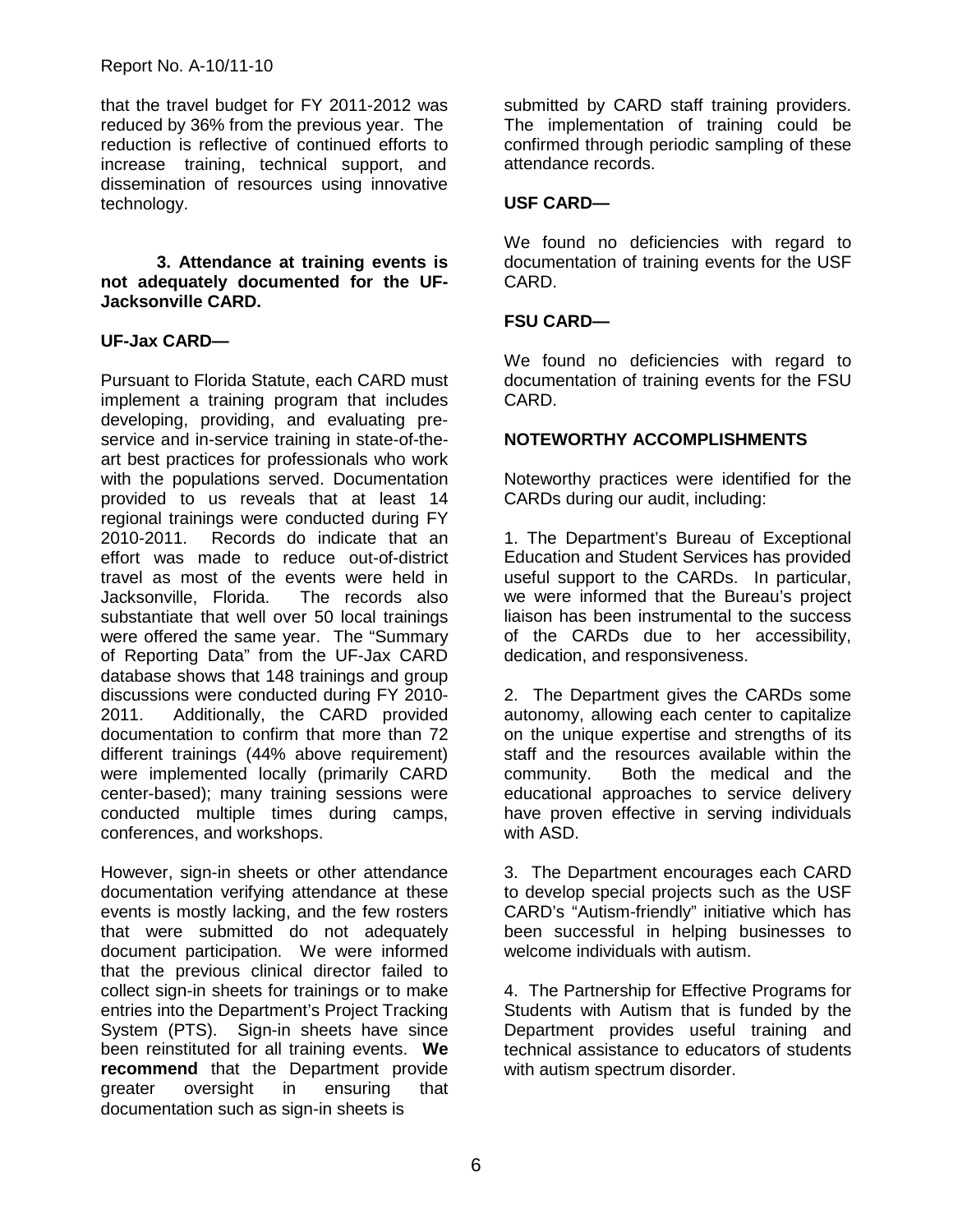that the travel budget for FY 2011-2012 was reduced by 36% from the previous year. The reduction is reflective of continued efforts to increase training, technical support, and dissemination of resources using innovative technology.

**3. Attendance at training events is not adequately documented for the UF-Jacksonville CARD.**

**UF-Jax CARD—**

Pursuant to Florida Statute, each CARD must implement a training program that includes developing, providing, and evaluating pre-service and in-service training in state-of-the-art best practices for professionals who work with the populations served. Documentation provided to us reveals that at least 14 regional trainings were conducted during FY 2010-2011. Records do indicate that an effort was made to reduce out-of-district travel as most of the events were held in Jacksonville, Florida. The records also substantiate that well over 50 local trainings were offered the same year. The "Summary of Reporting Data" from the UF-Jax CARD database shows that 148 trainings and group discussions were conducted during FY 2010-2011. Additionally, the CARD provided documentation to confirm that more than 72 different trainings (44% above requirement) were implemented locally (primarily CARD center-based); many training sessions were conducted multiple times during camps, conferences, and workshops.

However, sign-in sheets or other attendance documentation verifying attendance at these events is mostly lacking, and the few rosters that were submitted do not adequately document participation. We were informed that the previous clinical director failed to collect sign-in sheets for trainings or to make entries into the Department's Project Tracking System (PTS). Sign-in sheets have since been reinstituted for all training events. **We recommend** that the Department provide greater oversight in ensuring that documentation such as sign-in sheets is submitted by CARD staff training providers. The implementation of training could be confirmed through periodic sampling of these attendance records.

**USF CARD—**

We found no deficiencies with regard to documentation of training events for the USF CARD.

**FSU CARD—**

We found no deficiencies with regard to documentation of training events for the FSU CARD.

## NOTEWORTHY ACCOMPLISHMENTS

Noteworthy practices were identified for the CARDs during our audit, including:

1. The Department's Bureau of Exceptional Education and Student Services has provided useful support to the CARDs. In particular, we were informed that the Bureau's project liaison has been instrumental to the success of the CARDs due to her accessibility, dedication, and responsiveness.

2. The Department gives the CARDs some autonomy, allowing each center to capitalize on the unique expertise and strengths of its staff and the resources available within the community. Both the medical and the educational approaches to service delivery have proven effective in serving individuals with ASD.

3. The Department encourages each CARD to develop special projects such as the USF CARD's "Autism-friendly" initiative which has been successful in helping businesses to welcome individuals with autism.

4. The Partnership for Effective Programs for Students with Autism that is funded by the Department provides useful training and technical assistance to educators of students with autism spectrum disorder.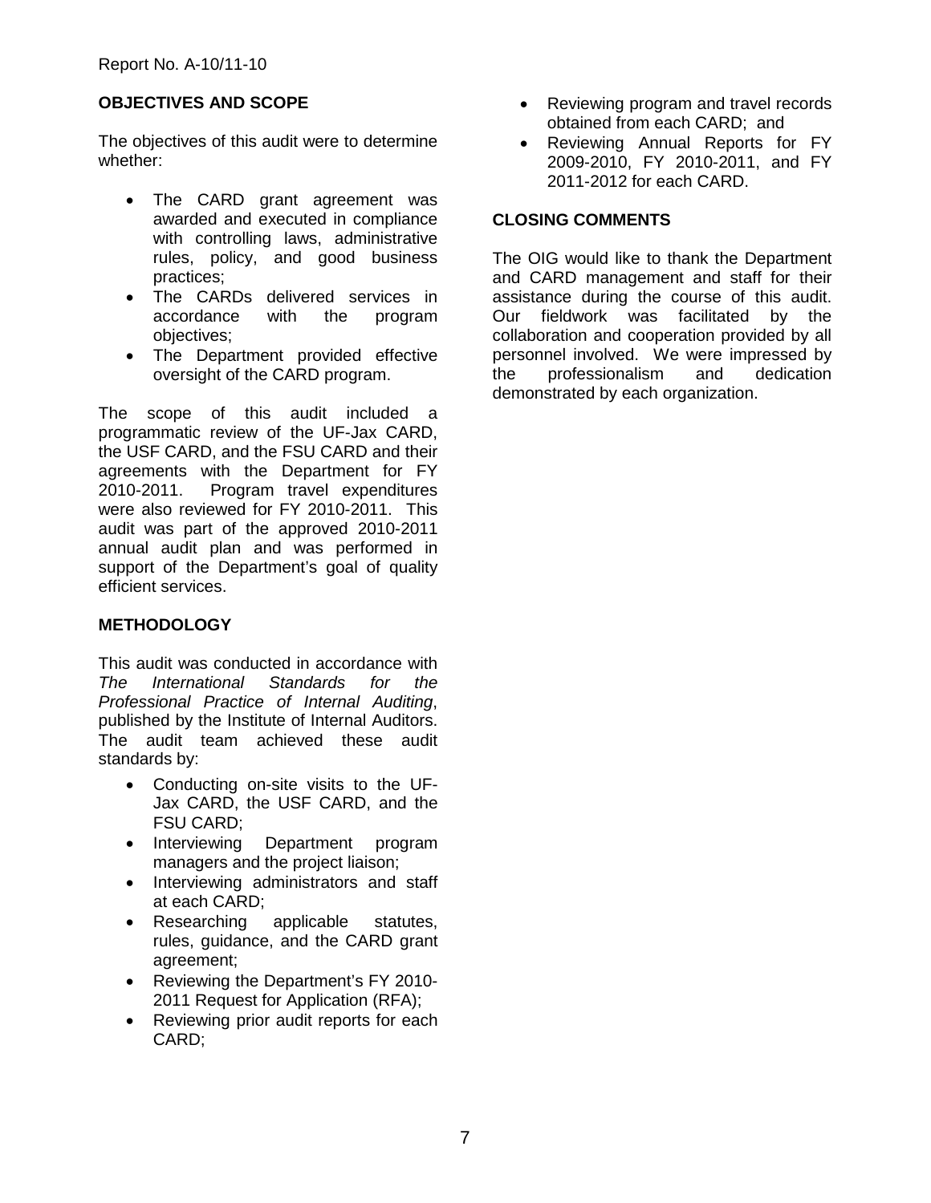## OBJECTIVES AND SCOPE

The objectives of this audit were to determine whether:

- The CARD grant agreement was awarded and executed in compliance with controlling laws, administrative rules, policy, and good business practices;
- The CARDs delivered services in accordance with the program objectives;
- The Department provided effective oversight of the CARD program.

The scope of this audit included a programmatic review of the UF-Jax CARD, the USF CARD, and the FSU CARD and their agreements with the Department for FY 2010-2011. Program travel expenditures were also reviewed for FY 2010-2011. This audit was part of the approved 2010-2011 annual audit plan and was performed in support of the Department's goal of quality efficient services.

## METHODOLOGY

This audit was conducted in accordance with *The International Standards for the Professional Practice of Internal Auditing*, published by the Institute of Internal Auditors. The audit team achieved these audit standards by:

- Conducting on-site visits to the UF-Jax CARD, the USF CARD, and the FSU CARD;
- Interviewing Department program managers and the project liaison;
- Interviewing administrators and staff at each CARD;
- Researching applicable statutes, rules, guidance, and the CARD grant agreement;
- Reviewing the Department's FY 2010-2011 Request for Application (RFA);
- Reviewing prior audit reports for each CARD;
- Reviewing program and travel records obtained from each CARD; and
- Reviewing Annual Reports for FY 2009-2010, FY 2010-2011, and FY 2011-2012 for each CARD.

## CLOSING COMMENTS

The OIG would like to thank the Department and CARD management and staff for their assistance during the course of this audit. Our fieldwork was facilitated by the collaboration and cooperation provided by all personnel involved. We were impressed by the professionalism and dedication demonstrated by each organization.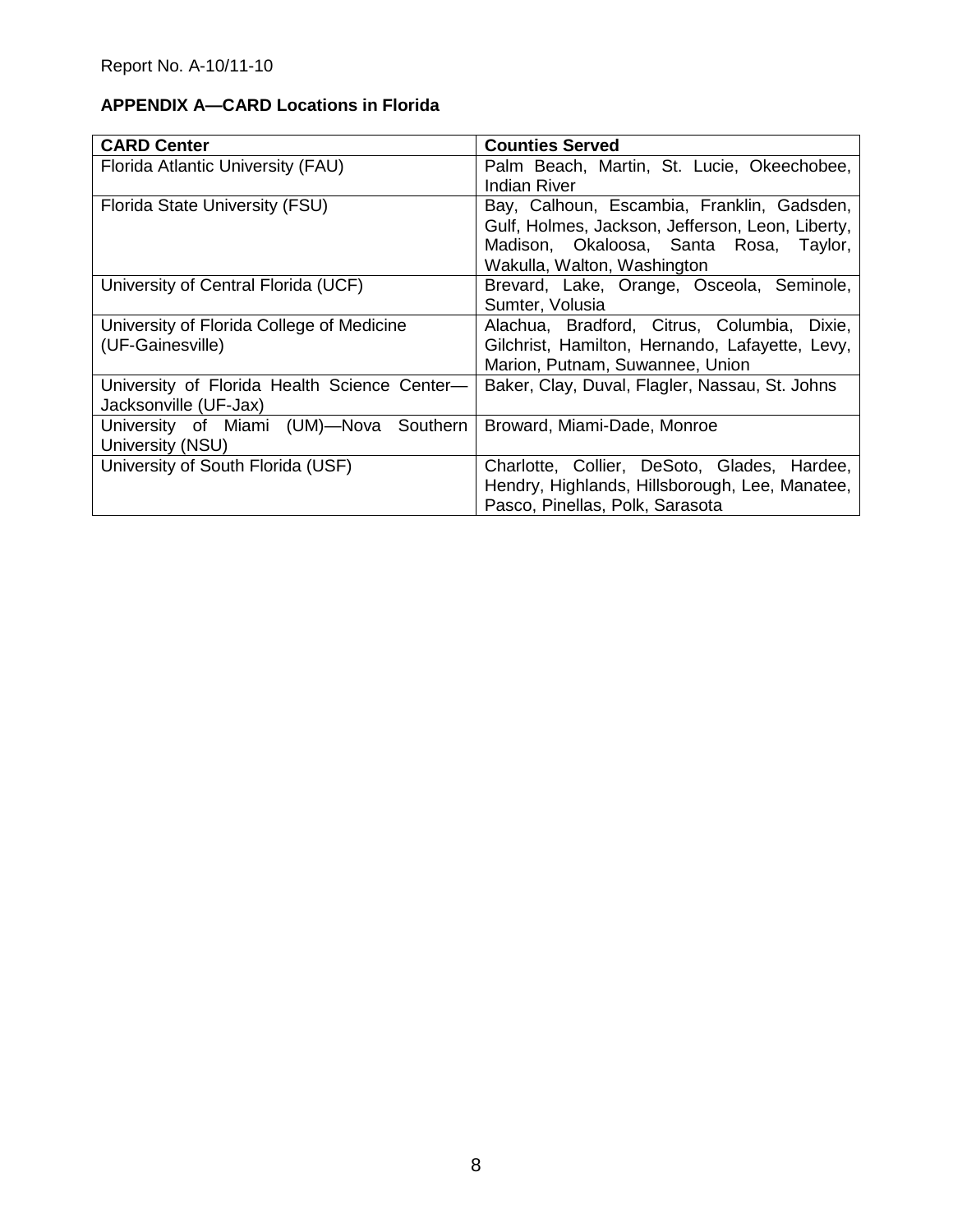## APPENDIX A—CARD Locations in Florida

| CARD Center | Counties Served |
|---|---|
| Florida Atlantic University (FAU) | Palm Beach, Martin, St. Lucie, Okeechobee, Indian River |
| Florida State University (FSU) | Bay, Calhoun, Escambia, Franklin, Gadsden, Gulf, Holmes, Jackson, Jefferson, Leon, Liberty, Madison, Okaloosa, Santa Rosa, Taylor, Wakulla, Walton, Washington |
| University of Central Florida (UCF) | Brevard, Lake, Orange, Osceola, Seminole, Sumter, Volusia |
| University of Florida College of Medicine (UF-Gainesville) | Alachua, Bradford, Citrus, Columbia, Dixie, Gilchrist, Hamilton, Hernando, Lafayette, Levy, Marion, Putnam, Suwannee, Union |
| University of Florida Health Science Center—Jacksonville (UF-Jax) | Baker, Clay, Duval, Flagler, Nassau, St. Johns |
| University of Miami (UM)—Nova Southern University (NSU) | Broward, Miami-Dade, Monroe |
| University of South Florida (USF) | Charlotte, Collier, DeSoto, Glades, Hardee, Hendry, Highlands, Hillsborough, Lee, Manatee, Pasco, Pinellas, Polk, Sarasota |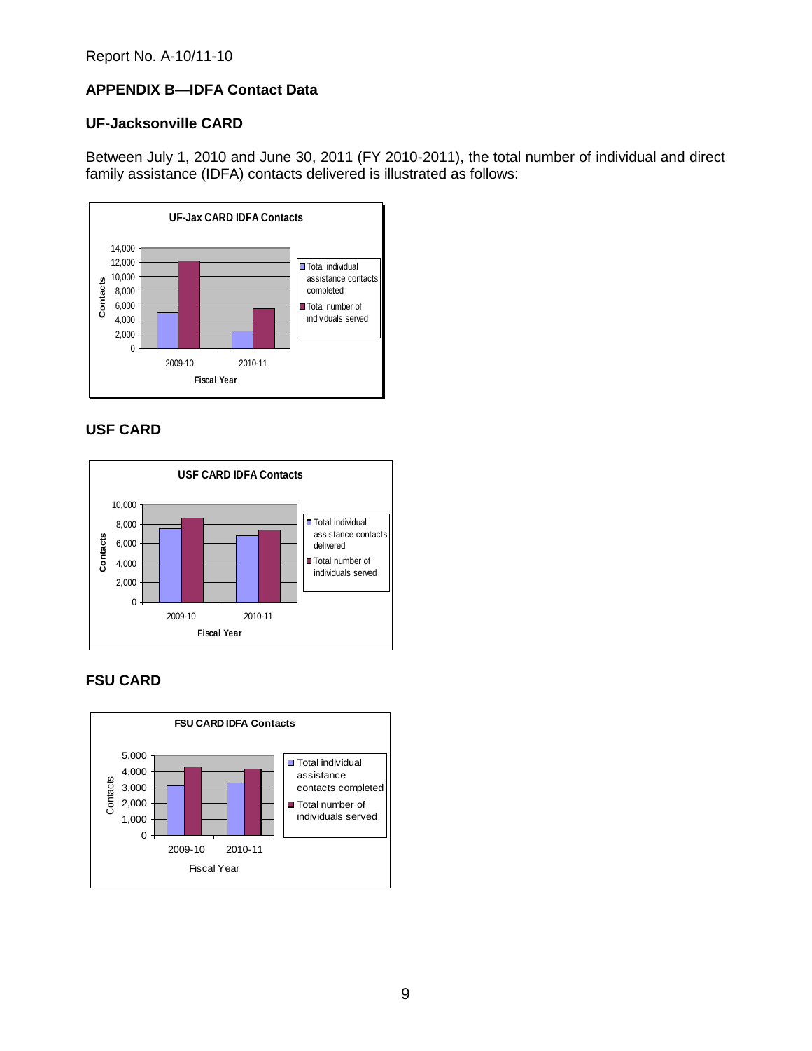## APPENDIX B—IDFA Contact Data

### UF-Jacksonville CARD

Between July 1, 2010 and June 30, 2011 (FY 2010-2011), the total number of individual and direct family assistance (IDFA) contacts delivered is illustrated as follows:

### USF CARD

### FSU CARD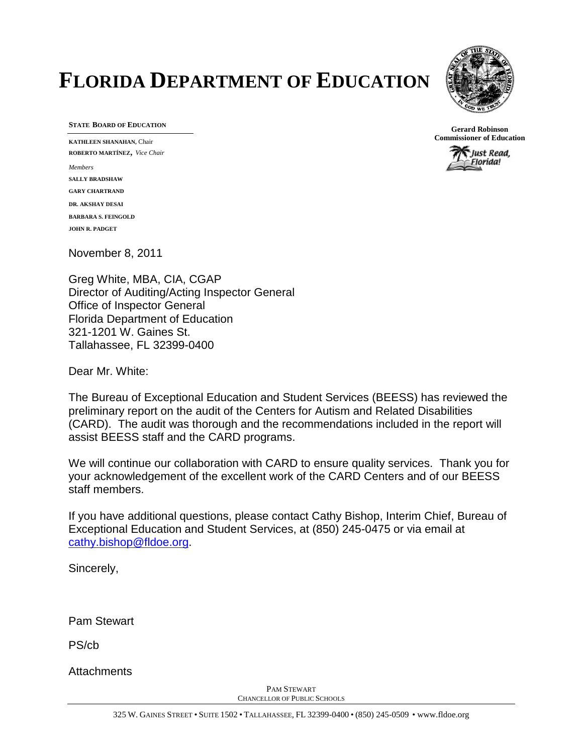# FLORIDA DEPARTMENT OF EDUCATION

**STATE BOARD OF EDUCATION**

**KATHLEEN SHANAHAN**, Chair
**ROBERTO MARTÍNEZ**, *Vice Chair*

*Members*

**SALLY BRADSHAW**
**GARY CHARTRAND**
**DR. AKSHAY DESAI**
**BARBARA S. FEINGOLD**
**JOHN R. PADGET**

**Gerard Robinson**
**Commissioner of Education**

Just Read, Florida!

November 8, 2011

Greg White, MBA, CIA, CGAP
Director of Auditing/Acting Inspector General
Office of Inspector General
Florida Department of Education
321-1201 W. Gaines St.
Tallahassee, FL 32399-0400

Dear Mr. White:

The Bureau of Exceptional Education and Student Services (BEESS) has reviewed the preliminary report on the audit of the Centers for Autism and Related Disabilities (CARD). The audit was thorough and the recommendations included in the report will assist BEESS staff and the CARD programs.

We will continue our collaboration with CARD to ensure quality services. Thank you for your acknowledgement of the excellent work of the CARD Centers and of our BEESS staff members.

If you have additional questions, please contact Cathy Bishop, Interim Chief, Bureau of Exceptional Education and Student Services, at (850) 245-0475 or via email at cathy.bishop@fldoe.org.

Sincerely,

Pam Stewart

PS/cb

Attachments

PAM STEWART
CHANCELLOR OF PUBLIC SCHOOLS

325 W. GAINES STREET • SUITE 1502 • TALLAHASSEE, FL 32399-0400 • (850) 245-0509 • www.fldoe.org